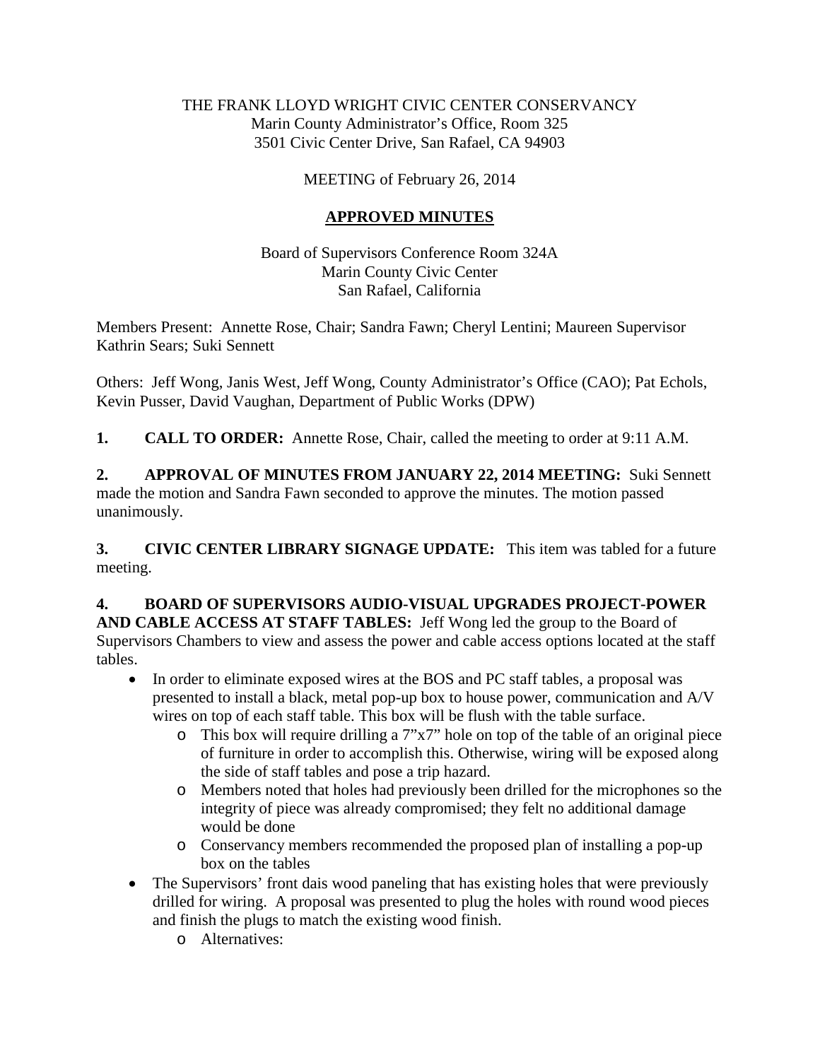THE FRANK LLOYD WRIGHT CIVIC CENTER CONSERVANCY
Marin County Administrator's Office, Room 325
3501 Civic Center Drive, San Rafael, CA 94903

MEETING of February 26, 2014

**APPROVED MINUTES**

Board of Supervisors Conference Room 324A
Marin County Civic Center
San Rafael, California

Members Present: Annette Rose, Chair; Sandra Fawn; Cheryl Lentini; Maureen Supervisor Kathrin Sears; Suki Sennett

Others: Jeff Wong, Janis West, Jeff Wong, County Administrator's Office (CAO); Pat Echols, Kevin Pusser, David Vaughan, Department of Public Works (DPW)

**1. CALL TO ORDER:** Annette Rose, Chair, called the meeting to order at 9:11 A.M.

**2. APPROVAL OF MINUTES FROM JANUARY 22, 2014 MEETING:** Suki Sennett made the motion and Sandra Fawn seconded to approve the minutes. The motion passed unanimously.

**3. CIVIC CENTER LIBRARY SIGNAGE UPDATE:** This item was tabled for a future meeting.

**4. BOARD OF SUPERVISORS AUDIO-VISUAL UPGRADES PROJECT-POWER AND CABLE ACCESS AT STAFF TABLES:** Jeff Wong led the group to the Board of Supervisors Chambers to view and assess the power and cable access options located at the staff tables.

- In order to eliminate exposed wires at the BOS and PC staff tables, a proposal was presented to install a black, metal pop-up box to house power, communication and A/V wires on top of each staff table. This box will be flush with the table surface.
  - This box will require drilling a 7"x7" hole on top of the table of an original piece of furniture in order to accomplish this. Otherwise, wiring will be exposed along the side of staff tables and pose a trip hazard.
  - Members noted that holes had previously been drilled for the microphones so the integrity of piece was already compromised; they felt no additional damage would be done
  - Conservancy members recommended the proposed plan of installing a pop-up box on the tables
- The Supervisors' front dais wood paneling that has existing holes that were previously drilled for wiring. A proposal was presented to plug the holes with round wood pieces and finish the plugs to match the existing wood finish.
  - Alternatives: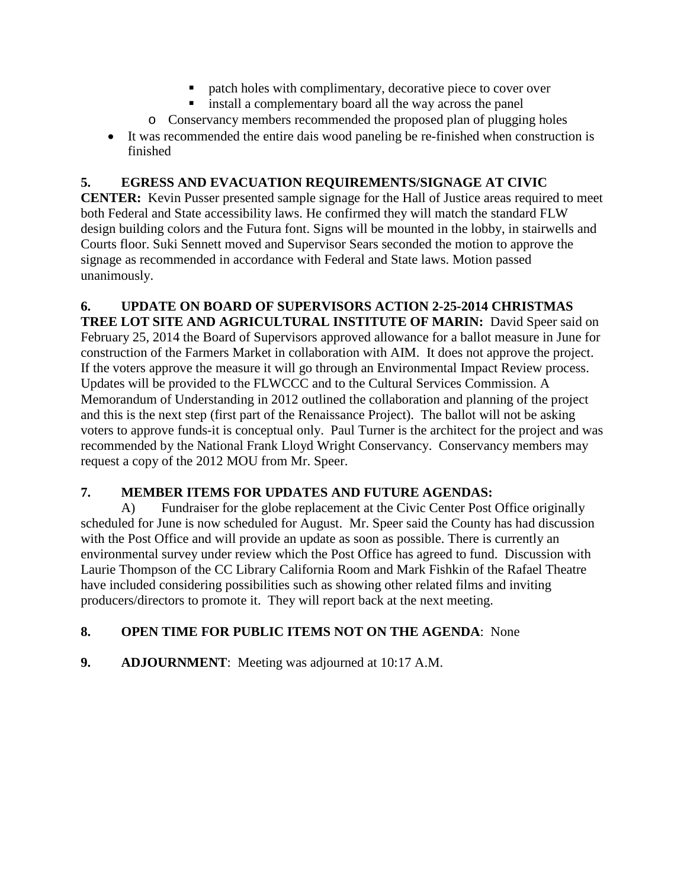- patch holes with complimentary, decorative piece to cover over
        - install a complementary board all the way across the panel
    - Conservancy members recommended the proposed plan of plugging holes
- It was recommended the entire dais wood paneling be re-finished when construction is finished

**5. EGRESS AND EVACUATION REQUIREMENTS/SIGNAGE AT CIVIC CENTER:** Kevin Pusser presented sample signage for the Hall of Justice areas required to meet both Federal and State accessibility laws. He confirmed they will match the standard FLW design building colors and the Futura font. Signs will be mounted in the lobby, in stairwells and Courts floor. Suki Sennett moved and Supervisor Sears seconded the motion to approve the signage as recommended in accordance with Federal and State laws. Motion passed unanimously.

**6. UPDATE ON BOARD OF SUPERVISORS ACTION 2-25-2014 CHRISTMAS TREE LOT SITE AND AGRICULTURAL INSTITUTE OF MARIN:** David Speer said on February 25, 2014 the Board of Supervisors approved allowance for a ballot measure in June for construction of the Farmers Market in collaboration with AIM. It does not approve the project. If the voters approve the measure it will go through an Environmental Impact Review process. Updates will be provided to the FLWCCC and to the Cultural Services Commission. A Memorandum of Understanding in 2012 outlined the collaboration and planning of the project and this is the next step (first part of the Renaissance Project). The ballot will not be asking voters to approve funds-it is conceptual only. Paul Turner is the architect for the project and was recommended by the National Frank Lloyd Wright Conservancy. Conservancy members may request a copy of the 2012 MOU from Mr. Speer.

**7. MEMBER ITEMS FOR UPDATES AND FUTURE AGENDAS:**

A) Fundraiser for the globe replacement at the Civic Center Post Office originally scheduled for June is now scheduled for August. Mr. Speer said the County has had discussion with the Post Office and will provide an update as soon as possible. There is currently an environmental survey under review which the Post Office has agreed to fund. Discussion with Laurie Thompson of the CC Library California Room and Mark Fishkin of the Rafael Theatre have included considering possibilities such as showing other related films and inviting producers/directors to promote it. They will report back at the next meeting.

**8. OPEN TIME FOR PUBLIC ITEMS NOT ON THE AGENDA**: None

**9. ADJOURNMENT**: Meeting was adjourned at 10:17 A.M.